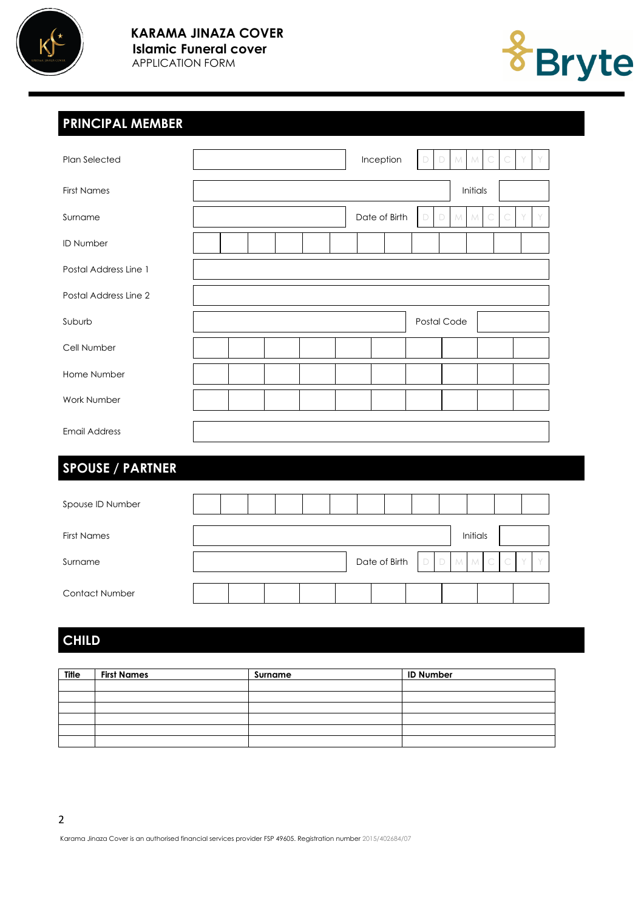# KARAMA JINAZA COVER

**Islamic Funeral cover**

APPLICATION FORM

## PRINCIPAL MEMBER

| | | | |
|---|---|---|---|
| Plan Selected | | Inception | D D M M C C Y Y |
| First Names | | Initials | |
| Surname | | Date of Birth | D D M M C C Y Y |
| ID Number | | | |
| Postal Address Line 1 | | | |
| Postal Address Line 2 | | | |
| Suburb | | Postal Code | |
| Cell Number | | | |
| Home Number | | | |
| Work Number | | | |
| Email Address | | | |

## SPOUSE / PARTNER

| | | | |
|---|---|---|---|
| Spouse ID Number | | | |
| First Names | | Initials | |
| Surname | | Date of Birth | D D M M C C Y Y |
| Contact Number | | | |

## CHILD

| Title | First Names | Surname | ID Number |
|---|---|---|---|
| | | | |
| | | | |
| | | | |
| | | | |
| | | | |
| | | | |

Karama Jinaza Cover is an authorised financial services provider FSP 49605. Registration number 2015/402684/07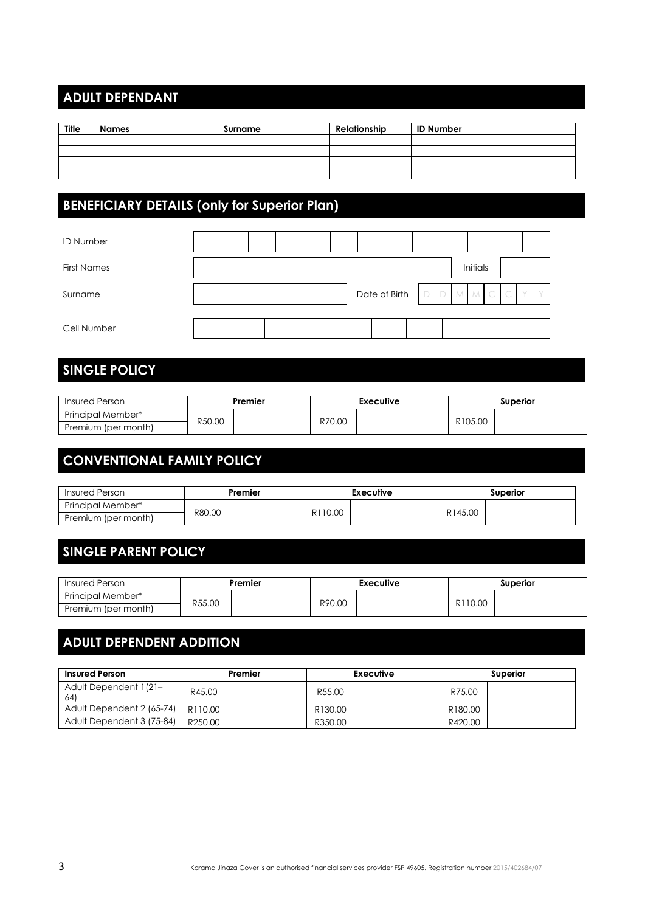## ADULT DEPENDANT

| Title | Names | Surname | Relationship | ID Number |
|---|---|---|---|---|
| | | | | |
| | | | | |
| | | | | |
| | | | | |

## BENEFICIARY DETAILS (only for Superior Plan)

| | | | |
|---|---|---|---|
| ID Number | | | |
| First Names | | Initials | |
| Surname | | Date of Birth | D D M M C C Y Y |
| Cell Number | | | |

## SINGLE POLICY

| Insured Person | Premier | | Executive | | Superior | |
|---|---|---|---|---|---|---|
| Principal Member* / Premium (per month) | R50.00 | | R70.00 | | R105.00 | |

## CONVENTIONAL FAMILY POLICY

| Insured Person | Premier | | Executive | | Superior | |
|---|---|---|---|---|---|---|
| Principal Member* / Premium (per month) | R80.00 | | R110.00 | | R145.00 | |

## SINGLE PARENT POLICY

| Insured Person | Premier | | Executive | | Superior | |
|---|---|---|---|---|---|---|
| Principal Member* / Premium (per month) | R55.00 | | R90.00 | | R110.00 | |

## ADULT DEPENDENT ADDITION

| Insured Person | Premier | | Executive | | Superior | |
|---|---|---|---|---|---|---|
| Adult Dependent 1(21–64) | R45.00 | | R55.00 | | R75.00 | |
| Adult Dependent 2 (65-74) | R110.00 | | R130.00 | | R180.00 | |
| Adult Dependent 3 (75-84) | R250.00 | | R350.00 | | R420.00 | |

Karama Jinaza Cover is an authorised financial services provider FSP 49605. Registration number 2015/402684/07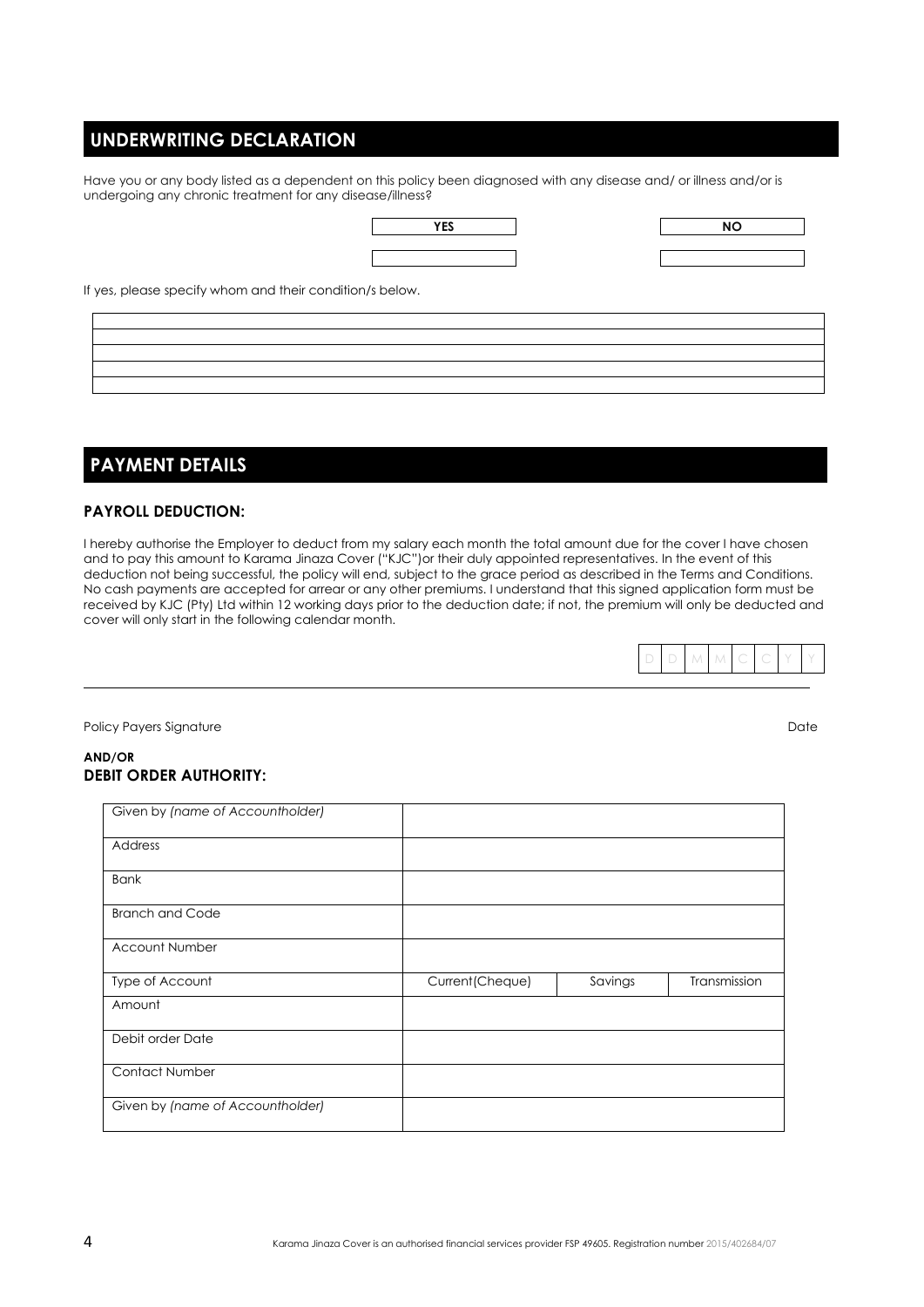## UNDERWRITING DECLARATION

Have you or any body listed as a dependent on this policy been diagnosed with any disease and/ or illness and/or is undergoing any chronic treatment for any disease/illness?

| YES | NO |
|---|---|
| | |

If yes, please specify whom and their condition/s below.

| |
|---|
| |
| |
| |
| |

## PAYMENT DETAILS

### PAYROLL DEDUCTION:

I hereby authorise the Employer to deduct from my salary each month the total amount due for the cover I have chosen and to pay this amount to Karama Jinaza Cover ("KJC")or their duly appointed representatives. In the event of this deduction not being successful, the policy will end, subject to the grace period as described in the Terms and Conditions. No cash payments are accepted for arrear or any other premiums. I understand that this signed application form must be received by KJC (Pty) Ltd within 12 working days prior to the deduction date; if not, the premium will only be deducted and cover will only start in the following calendar month.

| D | D | M | M | C | C | Y | Y |
|---|---|---|---|---|---|---|---|

Policy Payers Signature Date

**AND/OR**

### DEBIT ORDER AUTHORITY:

| Given by *(name of Accountholder)* | | | |
|---|---|---|---|
| Address | | | |
| Bank | | | |
| Branch and Code | | | |
| Account Number | | | |
| Type of Account | Current(Cheque) | Savings | Transmission |
| Amount | | | |
| Debit order Date | | | |
| Contact Number | | | |
| Given by *(name of Accountholder)* | | | |

Karama Jinaza Cover is an authorised financial services provider FSP 49605. Registration number 2015/402684/07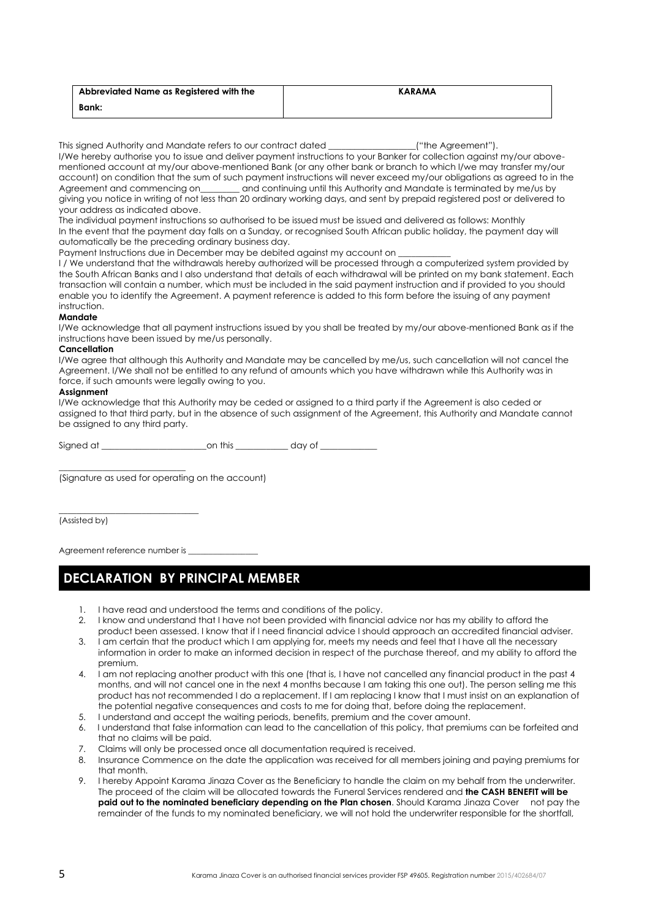| Abbreviated Name as Registered with the Bank: | KARAMA |
|---|---|

This signed Authority and Mandate refers to our contract dated ____________________("the Agreement").

I/We hereby authorise you to issue and deliver payment instructions to your Banker for collection against my/our above-mentioned account at my/our above-mentioned Bank (or any other bank or branch to which I/we may transfer my/our account) on condition that the sum of such payment instructions will never exceed my/our obligations as agreed to in the Agreement and commencing on_________ and continuing until this Authority and Mandate is terminated by me/us by giving you notice in writing of not less than 20 ordinary working days, and sent by prepaid registered post or delivered to your address as indicated above.

The individual payment instructions so authorised to be issued must be issued and delivered as follows: Monthly

In the event that the payment day falls on a Sunday, or recognised South African public holiday, the payment day will automatically be the preceding ordinary business day.

Payment Instructions due in December may be debited against my account on ____________

I / We understand that the withdrawals hereby authorized will be processed through a computerized system provided by the South African Banks and I also understand that details of each withdrawal will be printed on my bank statement. Each transaction will contain a number, which must be included in the said payment instruction and if provided to you should enable you to identify the Agreement. A payment reference is added to this form before the issuing of any payment instruction.

**Mandate**

I/We acknowledge that all payment instructions issued by you shall be treated by my/our above-mentioned Bank as if the instructions have been issued by me/us personally.

**Cancellation**

I/We agree that although this Authority and Mandate may be cancelled by me/us, such cancellation will not cancel the Agreement. I/We shall not be entitled to any refund of amounts which you have withdrawn while this Authority was in force, if such amounts were legally owing to you.

**Assignment**

I/We acknowledge that this Authority may be ceded or assigned to a third party if the Agreement is also ceded or assigned to that third party, but in the absence of such assignment of the Agreement, this Authority and Mandate cannot be assigned to any third party.

Signed at ________________________on this ____________ day of _____________

____________________________

(Signature as used for operating on the account)

_________________________________

(Assisted by)

Agreement reference number is _________________

## DECLARATION BY PRINCIPAL MEMBER

1. I have read and understood the terms and conditions of the policy.
2. I know and understand that I have not been provided with financial advice nor has my ability to afford the product been assessed. I know that if I need financial advice I should approach an accredited financial adviser.
3. I am certain that the product which I am applying for, meets my needs and feel that I have all the necessary information in order to make an informed decision in respect of the purchase thereof, and my ability to afford the premium.
4. I am not replacing another product with this one (that is, I have not cancelled any financial product in the past 4 months, and will not cancel one in the next 4 months because I am taking this one out). The person selling me this product has not recommended I do a replacement. If I am replacing I know that I must insist on an explanation of the potential negative consequences and costs to me for doing that, before doing the replacement.
5. I understand and accept the waiting periods, benefits, premium and the cover amount.
6. I understand that false information can lead to the cancellation of this policy, that premiums can be forfeited and that no claims will be paid.
7. Claims will only be processed once all documentation required is received.
8. Insurance Commence on the date the application was received for all members joining and paying premiums for that month.
9. I hereby Appoint Karama Jinaza Cover as the Beneficiary to handle the claim on my behalf from the underwriter. The proceed of the claim will be allocated towards the Funeral Services rendered and **the CASH BENEFIT will be paid out to the nominated beneficiary depending on the Plan chosen**. Should Karama Jinaza Cover not pay the remainder of the funds to my nominated beneficiary, we will not hold the underwriter responsible for the shortfall,

Karama Jinaza Cover is an authorised financial services provider FSP 49605. Registration number 2015/402684/07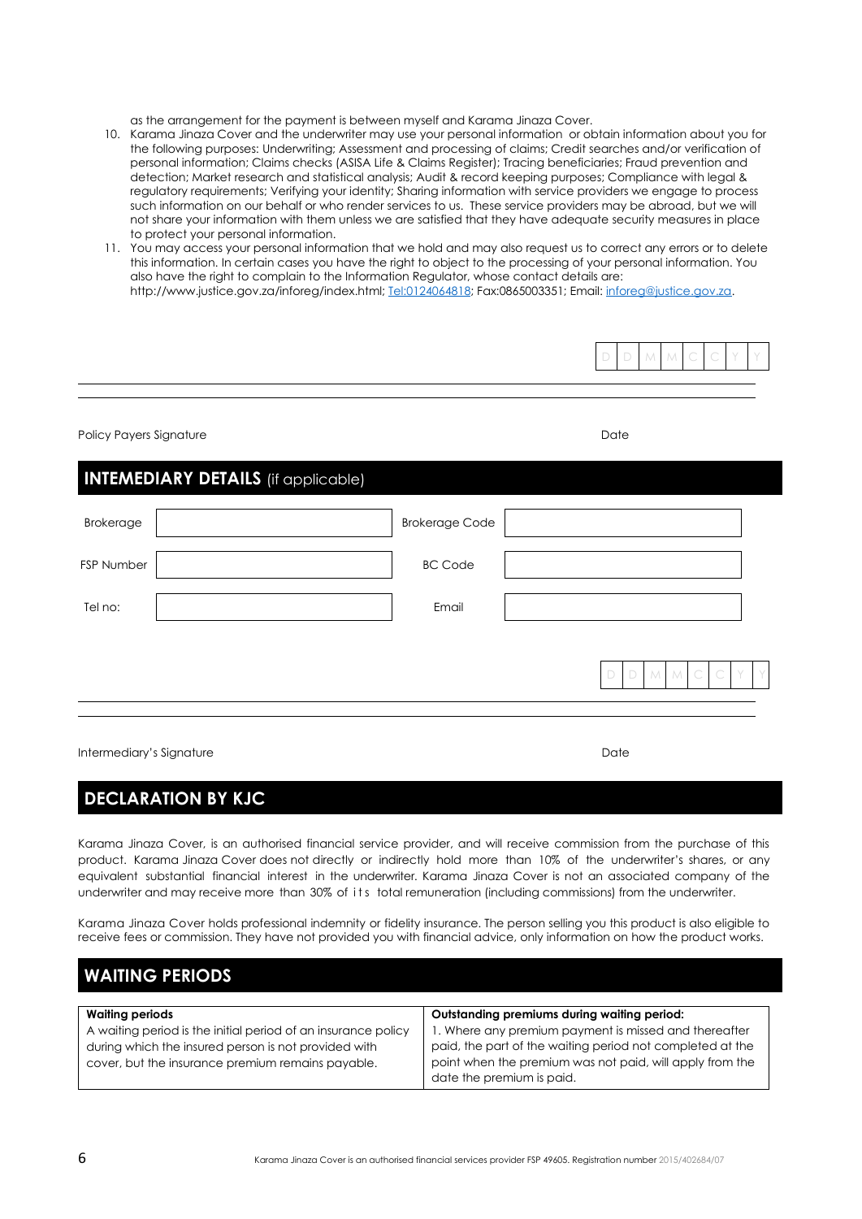as the arrangement for the payment is between myself and Karama Jinaza Cover.

10. Karama Jinaza Cover and the underwriter may use your personal information or obtain information about you for the following purposes: Underwriting; Assessment and processing of claims; Credit searches and/or verification of personal information; Claims checks (ASISA Life & Claims Register); Tracing beneficiaries; Fraud prevention and detection; Market research and statistical analysis; Audit & record keeping purposes; Compliance with legal & regulatory requirements; Verifying your identity; Sharing information with service providers we engage to process such information on our behalf or who render services to us. These service providers may be abroad, but we will not share your information with them unless we are satisfied that they have adequate security measures in place to protect your personal information.
11. You may access your personal information that we hold and may also request us to correct any errors or to delete this information. In certain cases you have the right to object to the processing of your personal information. You also have the right to complain to the Information Regulator, whose contact details are: http://www.justice.gov.za/inforeg/index.html; Tel:0124064818; Fax:0865003351; Email: inforeg@justice.gov.za.

| D | D | M | M | C | C | Y | Y |
|---|---|---|---|---|---|---|---|

Policy Payers Signature Date

## INTEMEDIARY DETAILS (if applicable)

| | | | |
|---|---|---|---|
| Brokerage | | Brokerage Code | |
| FSP Number | | BC Code | |
| Tel no: | | Email | |

| D | D | M | M | C | C | Y | Y |
|---|---|---|---|---|---|---|---|

Intermediary's Signature Date

## DECLARATION BY KJC

Karama Jinaza Cover, is an authorised financial service provider, and will receive commission from the purchase of this product. Karama Jinaza Cover does not directly or indirectly hold more than 10% of the underwriter's shares, or any equivalent substantial financial interest in the underwriter. Karama Jinaza Cover is not an associated company of the underwriter and may receive more than 30% of its total remuneration (including commissions) from the underwriter.

Karama Jinaza Cover holds professional indemnity or fidelity insurance. The person selling you this product is also eligible to receive fees or commission. They have not provided you with financial advice, only information on how the product works.

## WAITING PERIODS

| **Waiting periods** | **Outstanding premiums during waiting period:** |
|---|---|
| A waiting period is the initial period of an insurance policy during which the insured person is not provided with cover, but the insurance premium remains payable. | 1. Where any premium payment is missed and thereafter paid, the part of the waiting period not completed at the point when the premium was not paid, will apply from the date the premium is paid. |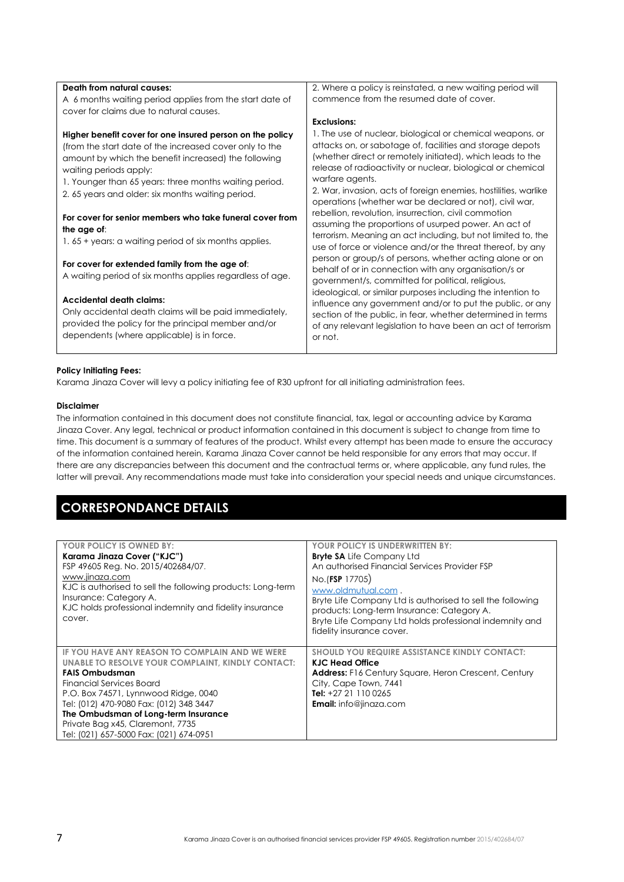**Death from natural causes:**
A 6 months waiting period applies from the start date of cover for claims due to natural causes.

**Higher benefit cover for one insured person on the policy** (from the start date of the increased cover only to the amount by which the benefit increased) the following waiting periods apply:
1. Younger than 65 years: three months waiting period.
2. 65 years and older: six months waiting period.

**For cover for senior members who take funeral cover from the age of**:
1. 65 + years: a waiting period of six months applies.

**For cover for extended family from the age of**:
A waiting period of six months applies regardless of age.

**Accidental death claims:**
Only accidental death claims will be paid immediately, provided the policy for the principal member and/or dependents (where applicable) is in force.

2. Where a policy is reinstated, a new waiting period will commence from the resumed date of cover.

**Exclusions:**
1. The use of nuclear, biological or chemical weapons, or attacks on, or sabotage of, facilities and storage depots (whether direct or remotely initiated), which leads to the release of radioactivity or nuclear, biological or chemical warfare agents.
2. War, invasion, acts of foreign enemies, hostilities, warlike operations (whether war be declared or not), civil war, rebellion, revolution, insurrection, civil commotion assuming the proportions of usurped power. An act of terrorism. Meaning an act including, but not limited to, the use of force or violence and/or the threat thereof, by any person or group/s of persons, whether acting alone or on behalf of or in connection with any organisation/s or government/s, committed for political, religious, ideological, or similar purposes including the intention to influence any government and/or to put the public, or any section of the public, in fear, whether determined in terms of any relevant legislation to have been an act of terrorism or not.

**Policy Initiating Fees:**
Karama Jinaza Cover will levy a policy initiating fee of R30 upfront for all initiating administration fees.

**Disclaimer**
The information contained in this document does not constitute financial, tax, legal or accounting advice by Karama Jinaza Cover. Any legal, technical or product information contained in this document is subject to change from time to time. This document is a summary of features of the product. Whilst every attempt has been made to ensure the accuracy of the information contained herein, Karama Jinaza Cover cannot be held responsible for any errors that may occur. If there are any discrepancies between this document and the contractual terms or, where applicable, any fund rules, the latter will prevail. Any recommendations made must take into consideration your special needs and unique circumstances.

## CORRESPONDANCE DETAILS

| | |
|---|---|
| YOUR POLICY IS OWNED BY:<br>**Karama Jinaza Cover ("KJC")**<br>FSP 49605 Reg. No. 2015/402684/07.<br>www.jinaza.com<br>KJC is authorised to sell the following products: Long-term Insurance: Category A.<br>KJC holds professional indemnity and fidelity insurance cover. | YOUR POLICY IS UNDERWRITTEN BY:<br>**Bryte SA** Life Company Ltd<br>An authorised Financial Services Provider FSP No.(**FSP** 17705)<br>www.oldmutual.com .<br>Bryte Life Company Ltd is authorised to sell the following products: Long-term Insurance: Category A.<br>Bryte Life Company Ltd holds professional indemnity and fidelity insurance cover. |
| IF YOU HAVE ANY REASON TO COMPLAIN AND WE WERE UNABLE TO RESOLVE YOUR COMPLAINT, KINDLY CONTACT:<br>**FAIS Ombudsman**<br>Financial Services Board<br>P.O. Box 74571, Lynnwood Ridge, 0040<br>Tel: (012) 470-9080 Fax: (012) 348 3447<br>**The Ombudsman of Long-term Insurance**<br>Private Bag x45, Claremont, 7735<br>Tel: (021) 657-5000 Fax: (021) 674-0951 | SHOULD YOU REQUIRE ASSISTANCE KINDLY CONTACT:<br>**KJC Head Office**<br>**Address:** F16 Century Square, Heron Crescent, Century City, Cape Town, 7441<br>**Tel:** +27 21 110 0265<br>**Email:** info@jinaza.com |